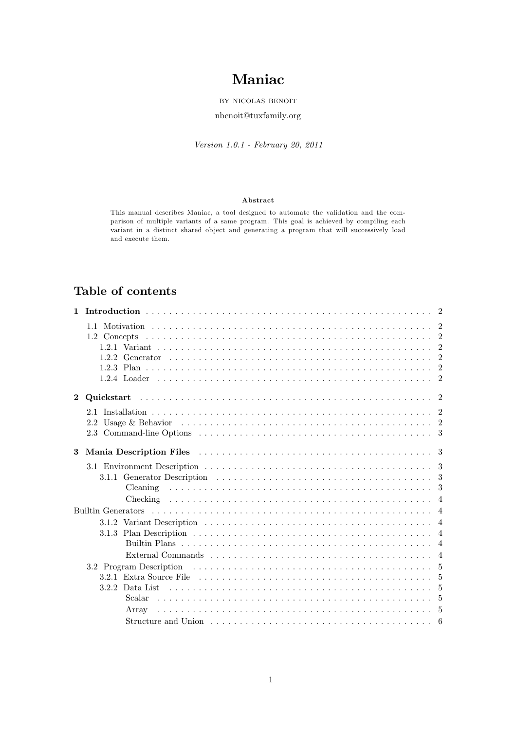# Maniac

BY NICOLAS BENOIT

nbenoit@tuxfamily.org

*Version 1.0.1 - February 20, 2011*

**Abstract**

This manual describes Maniac, a tool designed to automate the validation and the comparison of multiple variants of a same program. This goal is achieved by compiling each variant in a distinct shared object and generating a program that will successively load and execute them.

## Table of contents

**1 Introduction** . . . . . . . . . . . . . . . . . . . . . . . . . . . . 2

- 1.1 Motivation . . . . . . . . . . . . . . . . . . . . . . . . . . . . 2
- 1.2 Concepts . . . . . . . . . . . . . . . . . . . . . . . . . . . . 2
  - 1.2.1 Variant . . . . . . . . . . . . . . . . . . . . . . . . . . . . 2
  - 1.2.2 Generator . . . . . . . . . . . . . . . . . . . . . . . . . . . . 2
  - 1.2.3 Plan . . . . . . . . . . . . . . . . . . . . . . . . . . . . 2
  - 1.2.4 Loader . . . . . . . . . . . . . . . . . . . . . . . . . . . . 2

**2 Quickstart** . . . . . . . . . . . . . . . . . . . . . . . . . . . . 2

- 2.1 Installation . . . . . . . . . . . . . . . . . . . . . . . . . . . . 2
- 2.2 Usage & Behavior . . . . . . . . . . . . . . . . . . . . . . . . . . . . 2
- 2.3 Command-line Options . . . . . . . . . . . . . . . . . . . . . . . . . . . . 3

**3 Mania Description Files** . . . . . . . . . . . . . . . . . . . . . . . . . . . . 3

- 3.1 Environment Description . . . . . . . . . . . . . . . . . . . . . . . . . . . . 3
  - 3.1.1 Generator Description . . . . . . . . . . . . . . . . . . . . . . . . . . . . 3
    - Cleaning . . . . . . . . . . . . . . . . . . . . . . . . . . . . 3
    - Checking . . . . . . . . . . . . . . . . . . . . . . . . . . . . 4

Builtin Generators . . . . . . . . . . . . . . . . . . . . . . . . . . . . 4

  - 3.1.2 Variant Description . . . . . . . . . . . . . . . . . . . . . . . . . . . . 4
  - 3.1.3 Plan Description . . . . . . . . . . . . . . . . . . . . . . . . . . . . 4
    - Builtin Plans . . . . . . . . . . . . . . . . . . . . . . . . . . . . 4
    - External Commands . . . . . . . . . . . . . . . . . . . . . . . . . . . . 4
- 3.2 Program Description . . . . . . . . . . . . . . . . . . . . . . . . . . . . 5
  - 3.2.1 Extra Source File . . . . . . . . . . . . . . . . . . . . . . . . . . . . 5
  - 3.2.2 Data List . . . . . . . . . . . . . . . . . . . . . . . . . . . . 5
    - Scalar . . . . . . . . . . . . . . . . . . . . . . . . . . . . 5
    - Array . . . . . . . . . . . . . . . . . . . . . . . . . . . . 5
    - Structure and Union . . . . . . . . . . . . . . . . . . . . . . . . . . . . 6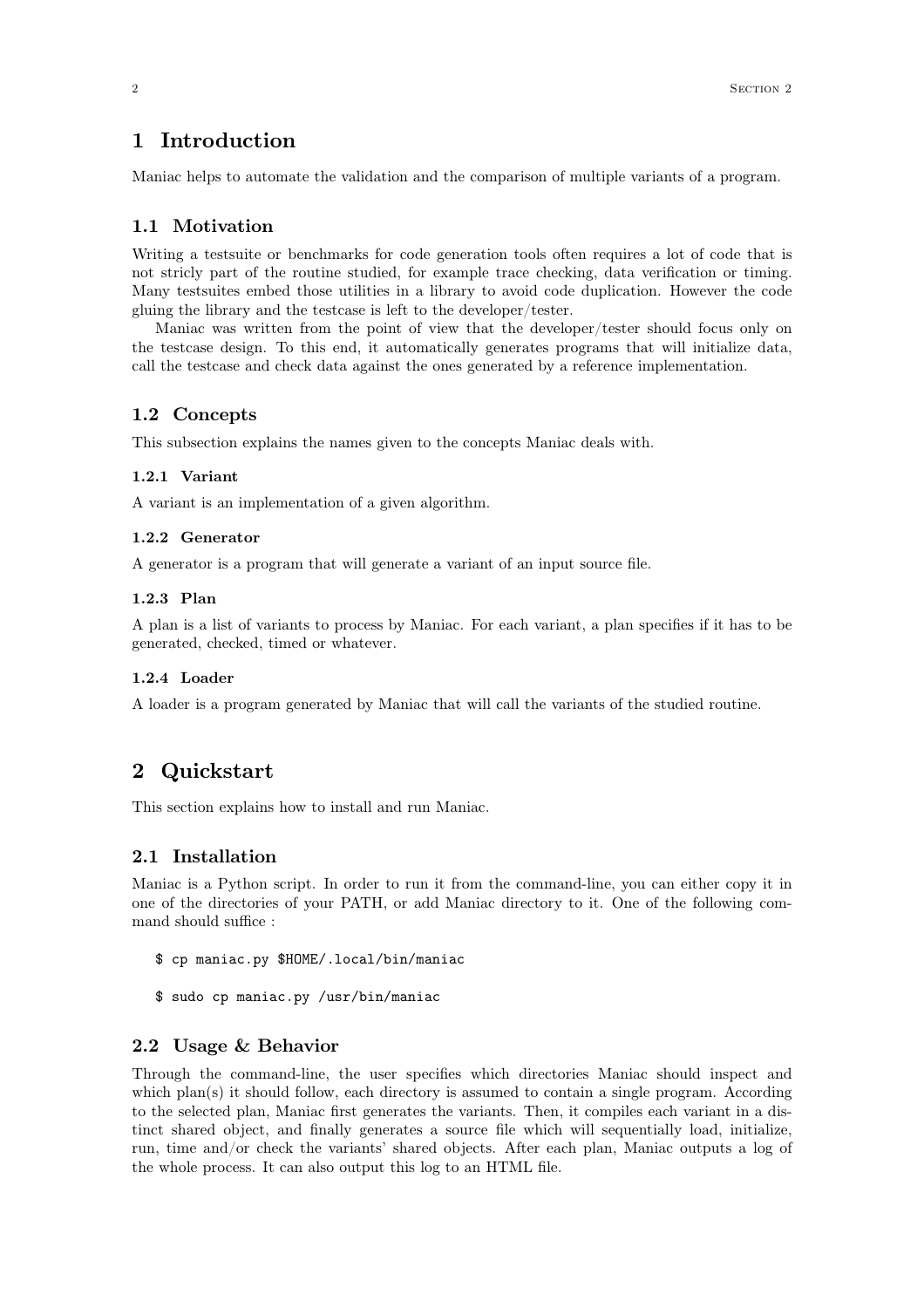# 1 Introduction

Maniac helps to automate the validation and the comparison of multiple variants of a program.

## 1.1 Motivation

Writing a testsuite or benchmarks for code generation tools often requires a lot of code that is not stricly part of the routine studied, for example trace checking, data verification or timing. Many testsuites embed those utilities in a library to avoid code duplication. However the code gluing the library and the testcase is left to the developer/tester.

Maniac was written from the point of view that the developer/tester should focus only on the testcase design. To this end, it automatically generates programs that will initialize data, call the testcase and check data against the ones generated by a reference implementation.

## 1.2 Concepts

This subsection explains the names given to the concepts Maniac deals with.

### 1.2.1 Variant

A variant is an implementation of a given algorithm.

### 1.2.2 Generator

A generator is a program that will generate a variant of an input source file.

### 1.2.3 Plan

A plan is a list of variants to process by Maniac. For each variant, a plan specifies if it has to be generated, checked, timed or whatever.

### 1.2.4 Loader

A loader is a program generated by Maniac that will call the variants of the studied routine.

# 2 Quickstart

This section explains how to install and run Maniac.

## 2.1 Installation

Maniac is a Python script. In order to run it from the command-line, you can either copy it in one of the directories of your PATH, or add Maniac directory to it. One of the following command should suffice :

```
$ cp maniac.py $HOME/.local/bin/maniac
```

```
$ sudo cp maniac.py /usr/bin/maniac
```

## 2.2 Usage & Behavior

Through the command-line, the user specifies which directories Maniac should inspect and which plan(s) it should follow, each directory is assumed to contain a single program. According to the selected plan, Maniac first generates the variants. Then, it compiles each variant in a distinct shared object, and finally generates a source file which will sequentially load, initialize, run, time and/or check the variants' shared objects. After each plan, Maniac outputs a log of the whole process. It can also output this log to an HTML file.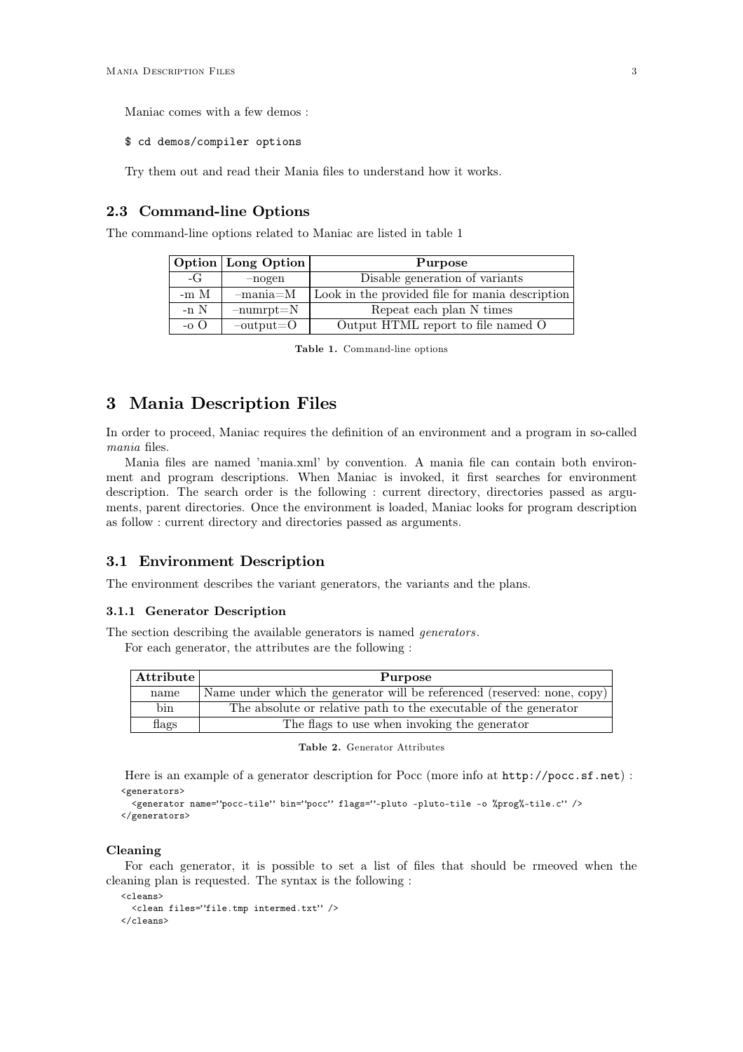Maniac comes with a few demos :

```
$ cd demos/compiler options
```

Try them out and read their Mania files to understand how it works.

### 2.3 Command-line Options

The command-line options related to Maniac are listed in table 1

| Option | Long Option | Purpose |
|---|---|---|
| -G | –nogen | Disable generation of variants |
| -m M | –mania=M | Look in the provided file for mania description |
| -n N | –numrpt=N | Repeat each plan N times |
| -o O | –output=O | Output HTML report to file named O |

**Table 1.** Command-line options

## 3 Mania Description Files

In order to proceed, Maniac requires the definition of an environment and a program in so-called *mania* files.

Mania files are named 'mania.xml' by convention. A mania file can contain both environment and program descriptions. When Maniac is invoked, it first searches for environment description. The search order is the following : current directory, directories passed as arguments, parent directories. Once the environment is loaded, Maniac looks for program description as follow : current directory and directories passed as arguments.

### 3.1 Environment Description

The environment describes the variant generators, the variants and the plans.

#### 3.1.1 Generator Description

The section describing the available generators is named *generators*.

For each generator, the attributes are the following :

| Attribute | Purpose |
|---|---|
| name | Name under which the generator will be referenced (reserved: none, copy) |
| bin | The absolute or relative path to the executable of the generator |
| flags | The flags to use when invoking the generator |

**Table 2.** Generator Attributes

Here is an example of a generator description for Pocc (more info at `http://pocc.sf.net`) :

```
<generators>
  <generator name=''pocc-tile'' bin=''pocc'' flags=''-pluto -pluto-tile -o %prog%-tile.c'' />
</generators>
```

**Cleaning**

For each generator, it is possible to set a list of files that should be rmeoved when the cleaning plan is requested. The syntax is the following :

```
<cleans>
  <clean files=''file.tmp intermed.txt'' />
</cleans>
```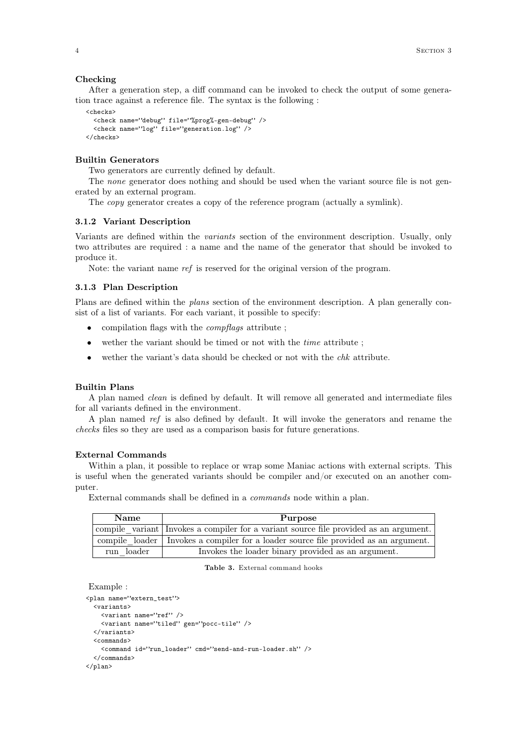#### Checking

After a generation step, a diff command can be invoked to check the output of some generation trace against a reference file. The syntax is the following :

```
<checks>
  <check name=''debug'' file=''%prog%-gen-debug'' />
  <check name=''log'' file=''generation.log'' />
</checks>
```

#### Builtin Generators

Two generators are currently defined by default.

The *none* generator does nothing and should be used when the variant source file is not generated by an external program.

The *copy* generator creates a copy of the reference program (actually a symlink).

### 3.1.2 Variant Description

Variants are defined within the *variants* section of the environment description. Usually, only two attributes are required : a name and the name of the generator that should be invoked to produce it.

Note: the variant name *ref* is reserved for the original version of the program.

### 3.1.3 Plan Description

Plans are defined within the *plans* section of the environment description. A plan generally consist of a list of variants. For each variant, it possible to specify:

- compilation flags with the *compflags* attribute ;
- wether the variant should be timed or not with the *time* attribute ;
- wether the variant's data should be checked or not with the *chk* attribute.

#### Builtin Plans

A plan named *clean* is defined by default. It will remove all generated and intermediate files for all variants defined in the environment.

A plan named *ref* is also defined by default. It will invoke the generators and rename the *checks* files so they are used as a comparison basis for future generations.

#### External Commands

Within a plan, it possible to replace or wrap some Maniac actions with external scripts. This is useful when the generated variants should be compiler and/or executed on an another computer.

External commands shall be defined in a *commands* node within a plan.

| Name | Purpose |
|---|---|
| compile_variant | Invokes a compiler for a variant source file provided as an argument. |
| compile_loader | Invokes a compiler for a loader source file provided as an argument. |
| run_loader | Invokes the loader binary provided as an argument. |

**Table 3.** External command hooks

Example :

```
<plan name=''extern_test''>
  <variants>
    <variant name=''ref'' />
    <variant name=''tiled'' gen=''pocc-tile'' />
  </variants>
  <commands>
    <command id=''run_loader'' cmd=''send-and-run-loader.sh'' />
  </commands>
</plan>
```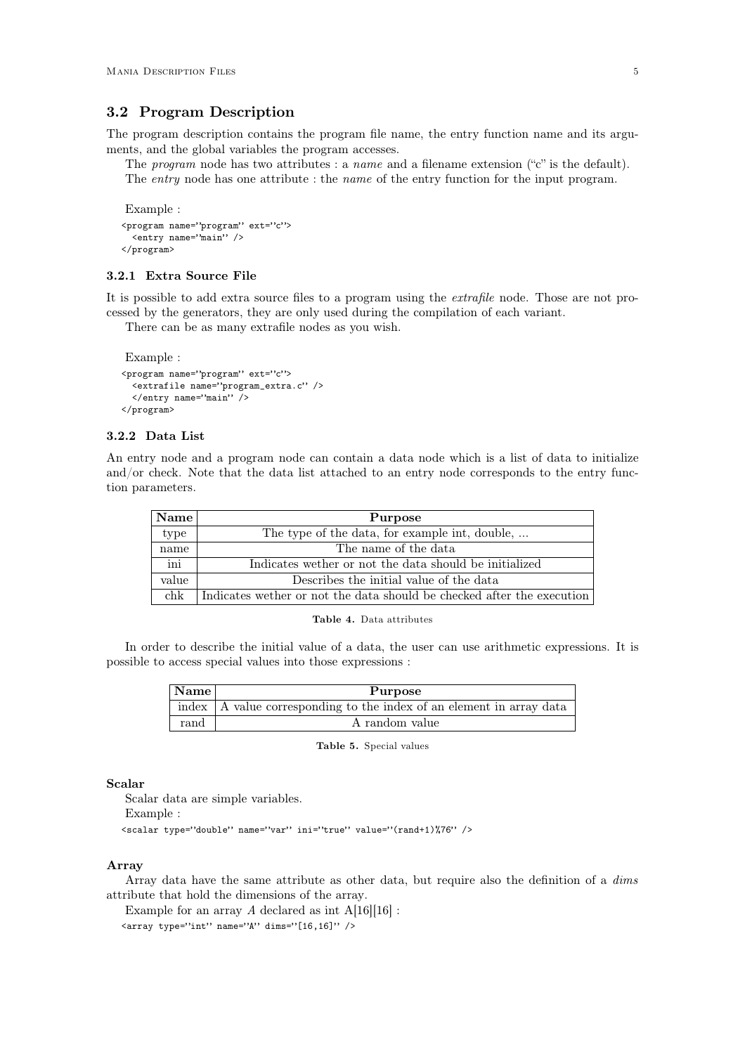## 3.2 Program Description

The program description contains the program file name, the entry function name and its arguments, and the global variables the program accesses.

The *program* node has two attributes : a *name* and a filename extension ("c" is the default).

The *entry* node has one attribute : the *name* of the entry function for the input program.

Example :

```
<program name=''program'' ext=''c''>
  <entry name=''main'' />
</program>
```

### 3.2.1 Extra Source File

It is possible to add extra source files to a program using the *extrafile* node. Those are not processed by the generators, they are only used during the compilation of each variant.

There can be as many extrafile nodes as you wish.

Example :

```
<program name=''program'' ext=''c''>
  <extrafile name=''program_extra.c'' />
  </entry name=''main'' />
</program>
```

### 3.2.2 Data List

An entry node and a program node can contain a data node which is a list of data to initialize and/or check. Note that the data list attached to an entry node corresponds to the entry function parameters.

| Name | Purpose |
|---|---|
| type | The type of the data, for example int, double, ... |
| name | The name of the data |
| ini | Indicates wether or not the data should be initialized |
| value | Describes the initial value of the data |
| chk | Indicates wether or not the data should be checked after the execution |

**Table 4.** Data attributes

In order to describe the initial value of a data, the user can use arithmetic expressions. It is possible to access special values into those expressions :

| Name | Purpose |
|---|---|
| index | A value corresponding to the index of an element in array data |
| rand | A random value |

**Table 5.** Special values

**Scalar**

Scalar data are simple variables.

Example :

```
<scalar type=''double'' name=''var'' ini=''true'' value=''(rand+1)%76'' />
```

**Array**

Array data have the same attribute as other data, but require also the definition of a *dims* attribute that hold the dimensions of the array.

Example for an array $A$ declared as int A[16][16] :

```
<array type=''int'' name=''A'' dims=''[16,16]'' />
```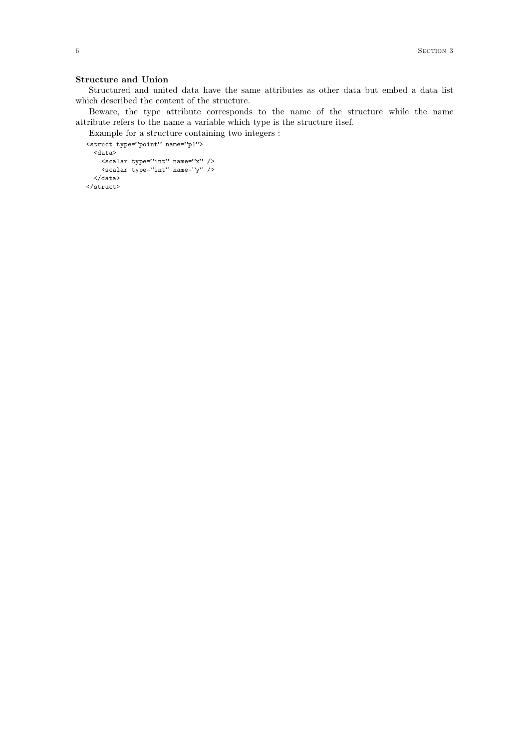### Structure and Union

Structured and united data have the same attributes as other data but embed a data list which described the content of the structure.

Beware, the type attribute corresponds to the name of the structure while the name attribute refers to the name a variable which type is the structure itsef.

Example for a structure containing two integers :

```
<struct type=''point'' name=''p1''>
  <data>
    <scalar type=''int'' name=''x'' />
    <scalar type=''int'' name=''y'' />
  </data>
</struct>
```